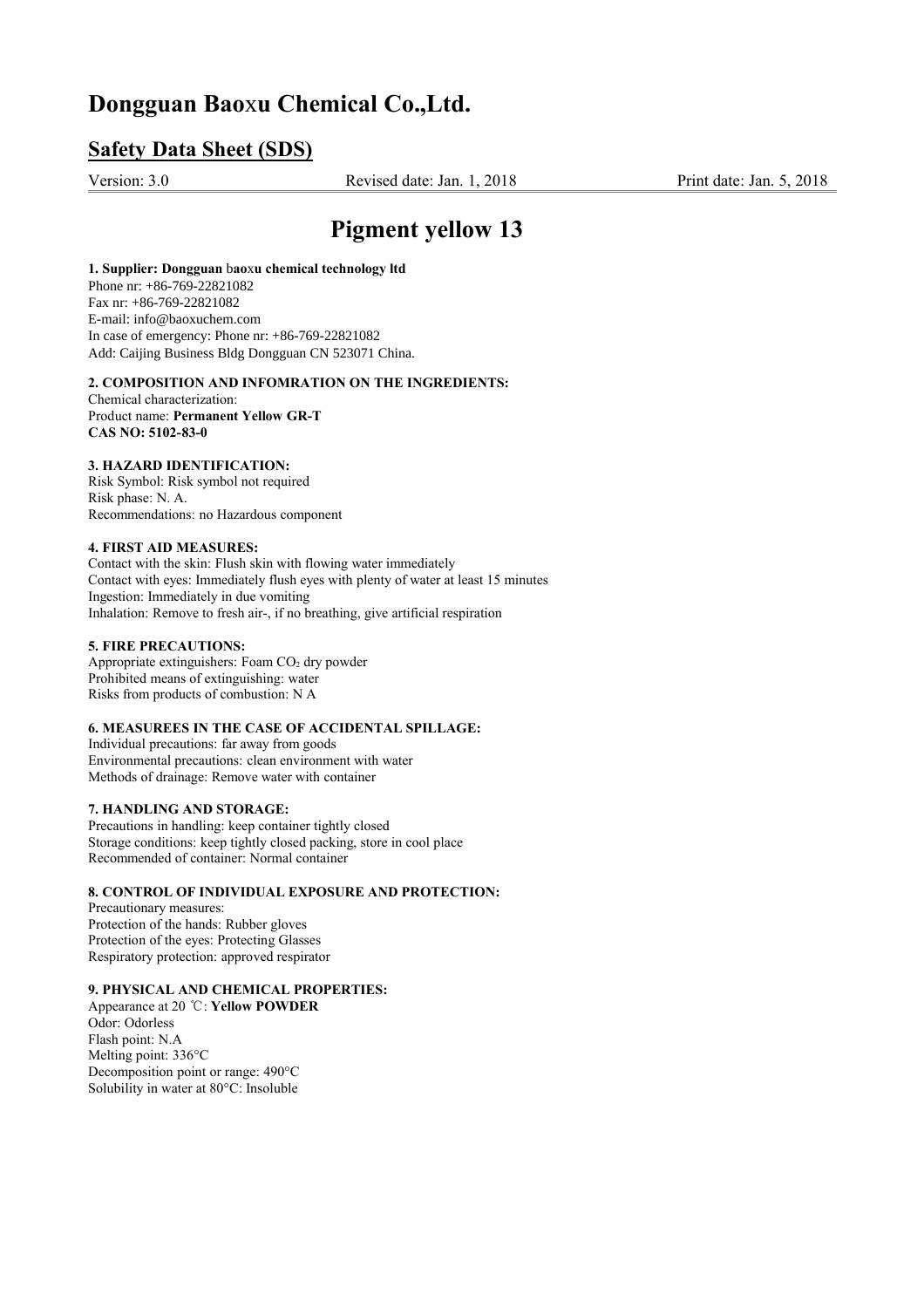# Dongguan Baoxu Chemical Co.,Ltd.

## Safety Data Sheet (SDS)

Version: 3.0 Revised date: Jan. 1, 2018 Print date: Jan. 5, 2018

# Pigment yellow 13

**1. Supplier: Dongguan baoxu chemical technology ltd**
Phone nr: +86-769-22821082
Fax nr: +86-769-22821082
E-mail: info@baoxuchem.com
In case of emergency: Phone nr: +86-769-22821082
Add: Caijing Business Bldg Dongguan CN 523071 China.

**2. COMPOSITION AND INFOMRATION ON THE INGREDIENTS:**
Chemical characterization:
Product name: **Permanent Yellow GR-T**
**CAS NO: 5102-83-0**

**3. HAZARD IDENTIFICATION:**
Risk Symbol: Risk symbol not required
Risk phase: N. A.
Recommendations: no Hazardous component

**4. FIRST AID MEASURES:**
Contact with the skin: Flush skin with flowing water immediately
Contact with eyes: Immediately flush eyes with plenty of water at least 15 minutes
Ingestion: Immediately in due vomiting
Inhalation: Remove to fresh air-, if no breathing, give artificial respiration

**5. FIRE PRECAUTIONS:**
Appropriate extinguishers: Foam $CO_2$ dry powder
Prohibited means of extinguishing: water
Risks from products of combustion: N A

**6. MEASUREES IN THE CASE OF ACCIDENTAL SPILLAGE:**
Individual precautions: far away from goods
Environmental precautions: clean environment with water
Methods of drainage: Remove water with container

**7. HANDLING AND STORAGE:**
Precautions in handling: keep container tightly closed
Storage conditions: keep tightly closed packing, store in cool place
Recommended of container: Normal container

**8. CONTROL OF INDIVIDUAL EXPOSURE AND PROTECTION:**
Precautionary measures:
Protection of the hands: Rubber gloves
Protection of the eyes: Protecting Glasses
Respiratory protection: approved respirator

**9. PHYSICAL AND CHEMICAL PROPERTIES:**
Appearance at 20 ℃: **Yellow POWDER**
Odor: Odorless
Flash point: N.A
Melting point: 336°C
Decomposition point or range: 490°C
Solubility in water at 80°C: Insoluble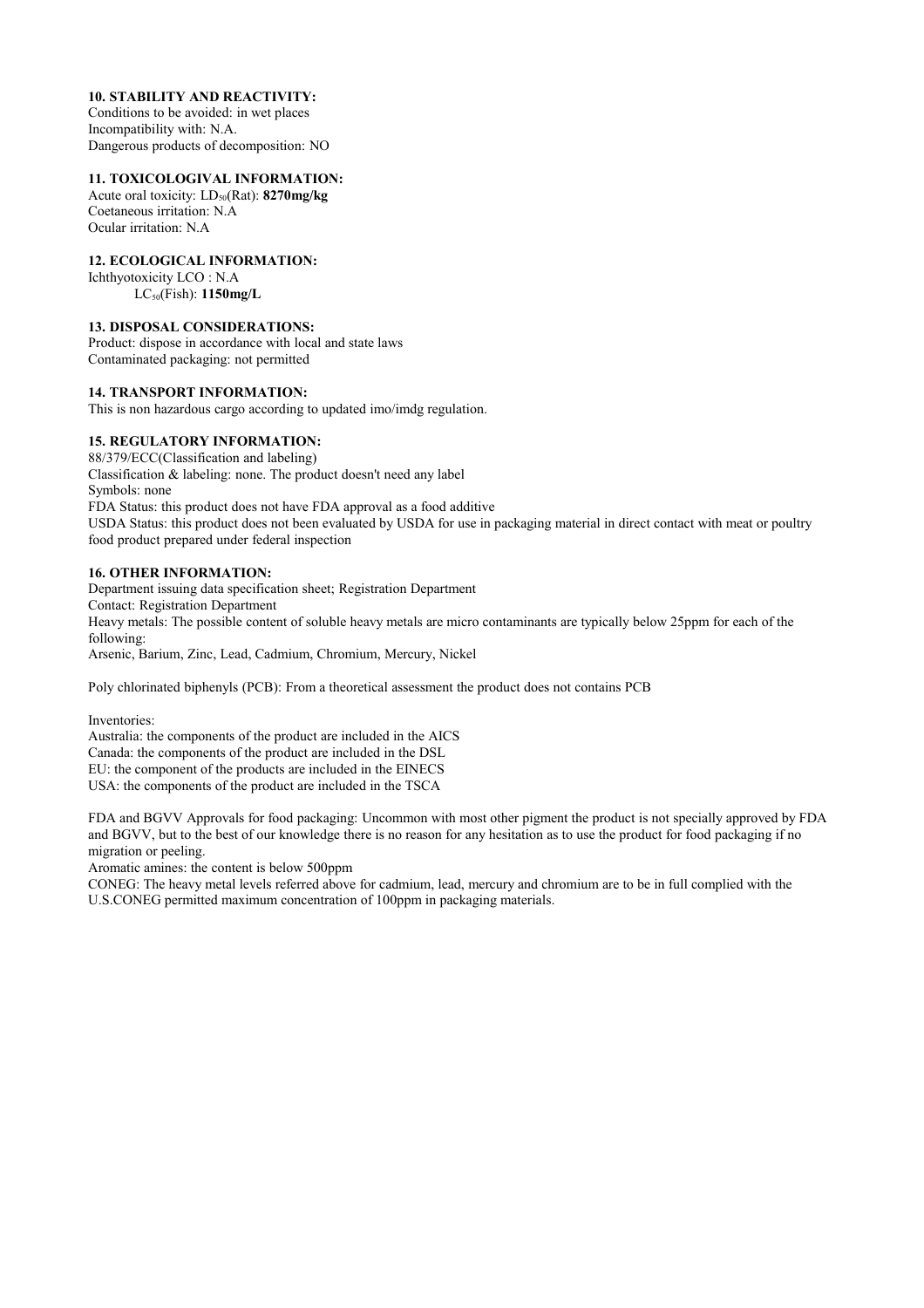**10. STABILITY AND REACTIVITY:**

Conditions to be avoided: in wet places
Incompatibility with: N.A.
Dangerous products of decomposition: NO

**11. TOXICOLOGIVAL INFORMATION:**

Acute oral toxicity: $LD_{50}$(Rat): **8270mg/kg**
Coetaneous irritation: N.A
Ocular irritation: N.A

**12. ECOLOGICAL INFORMATION:**

Ichthyotoxicity LCO : N.A
$LC_{50}$(Fish): **1150mg/L**

**13. DISPOSAL CONSIDERATIONS:**

Product: dispose in accordance with local and state laws
Contaminated packaging: not permitted

**14. TRANSPORT INFORMATION:**

This is non hazardous cargo according to updated imo/imdg regulation.

**15. REGULATORY INFORMATION:**

88/379/ECC(Classification and labeling)
Classification & labeling: none. The product doesn't need any label
Symbols: none
FDA Status: this product does not have FDA approval as a food additive
USDA Status: this product does not been evaluated by USDA for use in packaging material in direct contact with meat or poultry food product prepared under federal inspection

**16. OTHER INFORMATION:**

Department issuing data specification sheet; Registration Department
Contact: Registration Department
Heavy metals: The possible content of soluble heavy metals are micro contaminants are typically below 25ppm for each of the following:
Arsenic, Barium, Zinc, Lead, Cadmium, Chromium, Mercury, Nickel

Poly chlorinated biphenyls (PCB): From a theoretical assessment the product does not contains PCB

Inventories:
Australia: the components of the product are included in the AICS
Canada: the components of the product are included in the DSL
EU: the component of the products are included in the EINECS
USA: the components of the product are included in the TSCA

FDA and BGVV Approvals for food packaging: Uncommon with most other pigment the product is not specially approved by FDA and BGVV, but to the best of our knowledge there is no reason for any hesitation as to use the product for food packaging if no migration or peeling.
Aromatic amines: the content is below 500ppm
CONEG: The heavy metal levels referred above for cadmium, lead, mercury and chromium are to be in full complied with the U.S.CONEG permitted maximum concentration of 100ppm in packaging materials.